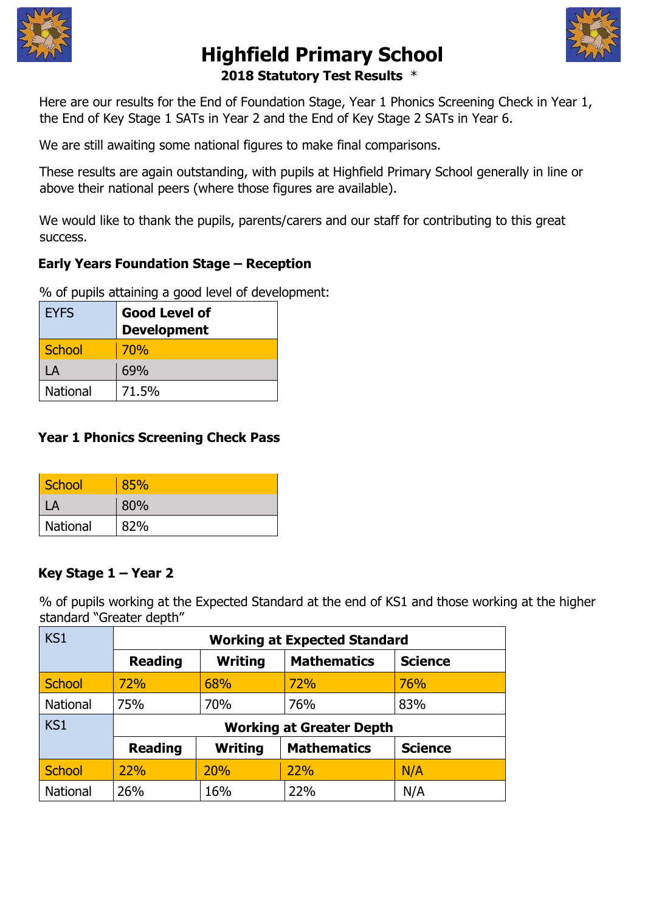# Highfield Primary School

**2018 Statutory Test Results** *

Here are our results for the End of Foundation Stage, Year 1 Phonics Screening Check in Year 1, the End of Key Stage 1 SATs in Year 2 and the End of Key Stage 2 SATs in Year 6.

We are still awaiting some national figures to make final comparisons.

These results are again outstanding, with pupils at Highfield Primary School generally in line or above their national peers (where those figures are available).

We would like to thank the pupils, parents/carers and our staff for contributing to this great success.

### Early Years Foundation Stage – Reception

% of pupils attaining a good level of development:

| EYFS | **Good Level of Development** |
|---|---|
| School | 70% |
| LA | 69% |
| National | 71.5% |

### Year 1 Phonics Screening Check Pass

| | |
|---|---|
| School | 85% |
| LA | 80% |
| National | 82% |

### Key Stage 1 – Year 2

% of pupils working at the Expected Standard at the end of KS1 and those working at the higher standard "Greater depth"

| KS1 | **Working at Expected Standard** | | | |
|---|---|---|---|---|
| | **Reading** | **Writing** | **Mathematics** | **Science** |
| School | 72% | 68% | 72% | 76% |
| National | 75% | 70% | 76% | 83% |
| KS1 | **Working at Greater Depth** | | | |
| | **Reading** | **Writing** | **Mathematics** | **Science** |
| School | 22% | 20% | 22% | N/A |
| National | 26% | 16% | 22% | N/A |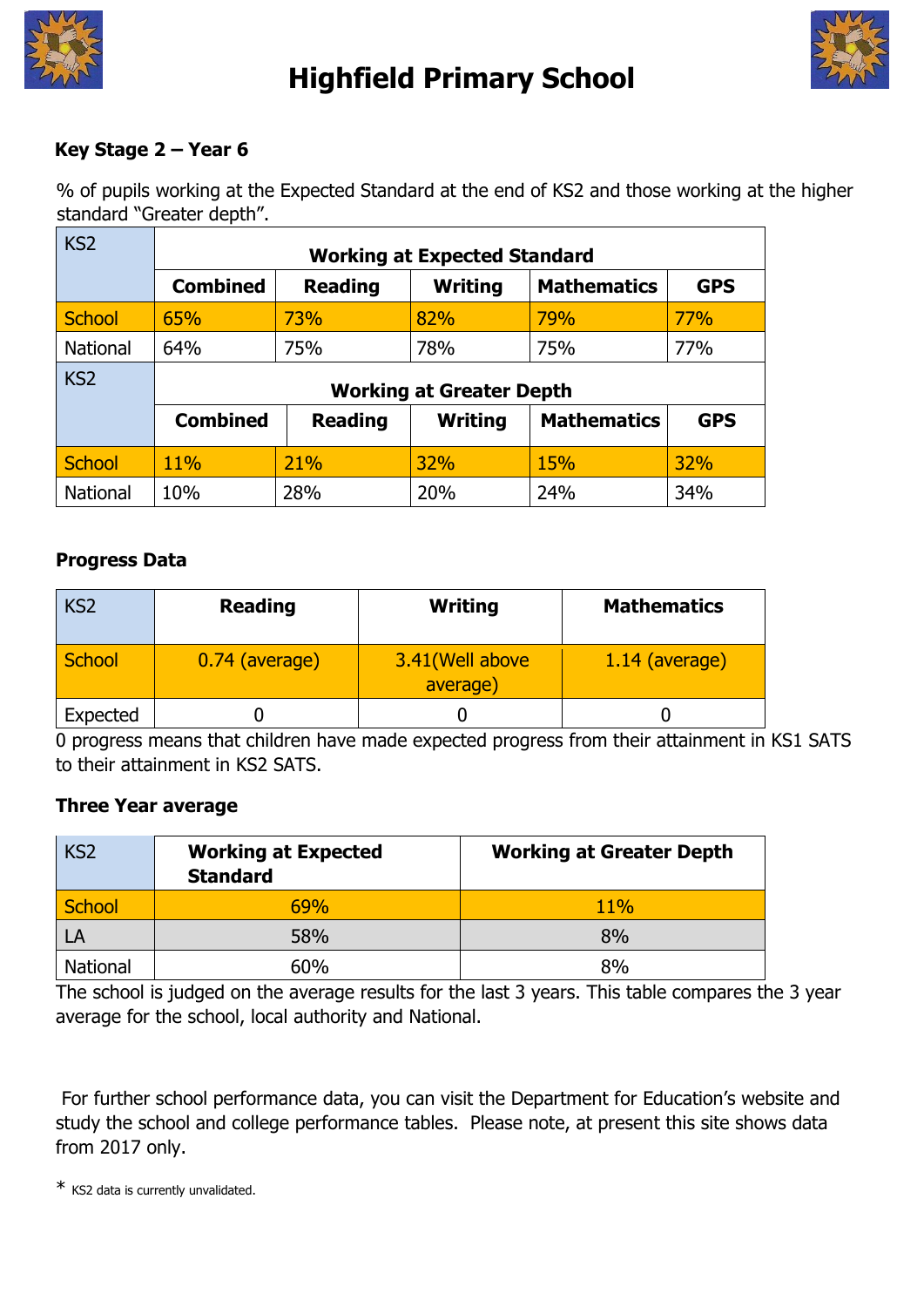# Highfield Primary School

### Key Stage 2 – Year 6

% of pupils working at the Expected Standard at the end of KS2 and those working at the higher standard "Greater depth".

| KS2 | Working at Expected Standard | | | | |
|---|---|---|---|---|---|
| | **Combined** | **Reading** | **Writing** | **Mathematics** | **GPS** |
| School | 65% | 73% | 82% | 79% | 77% |
| National | 64% | 75% | 78% | 75% | 77% |
| **KS2** | **Working at Greater Depth** | | | | |
| | **Combined** | **Reading** | **Writing** | **Mathematics** | **GPS** |
| School | 11% | 21% | 32% | 15% | 32% |
| National | 10% | 28% | 20% | 24% | 34% |

### Progress Data

| KS2 | Reading | Writing | Mathematics |
|---|---|---|---|
| School | 0.74 (average) | 3.41(Well above average) | 1.14 (average) |
| Expected | 0 | 0 | 0 |

0 progress means that children have made expected progress from their attainment in KS1 SATS to their attainment in KS2 SATS.

### Three Year average

| KS2 | Working at Expected Standard | Working at Greater Depth |
|---|---|---|
| School | 69% | 11% |
| LA | 58% | 8% |
| National | 60% | 8% |

The school is judged on the average results for the last 3 years. This table compares the 3 year average for the school, local authority and National.

For further school performance data, you can visit the Department for Education's website and study the school and college performance tables. Please note, at present this site shows data from 2017 only.

* KS2 data is currently unvalidated.